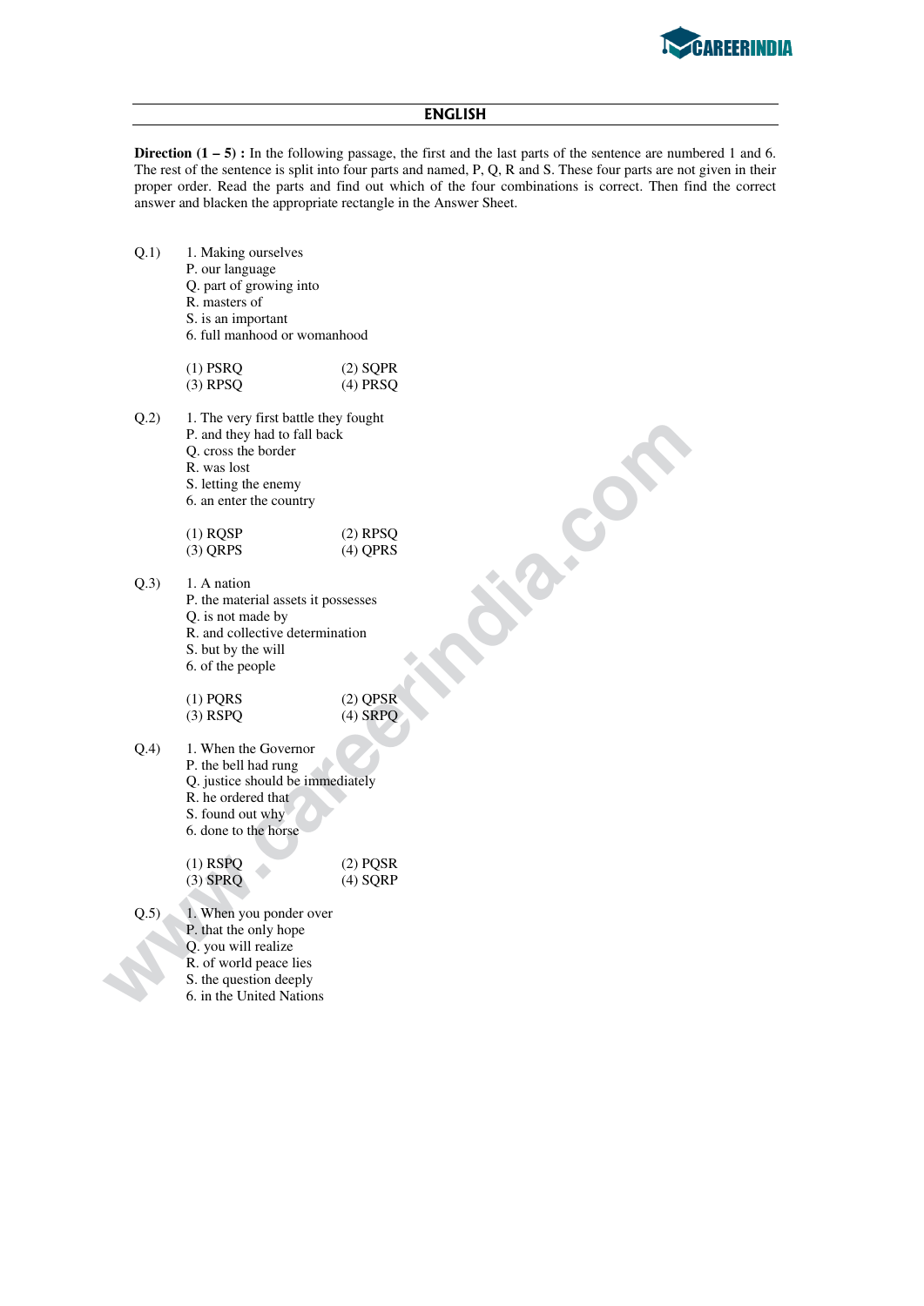## ENGLISH

**Direction (1 – 5) :** In the following passage, the first and the last parts of the sentence are numbered 1 and 6. The rest of the sentence is split into four parts and named, P, Q, R and S. These four parts are not given in their proper order. Read the parts and find out which of the four combinations is correct. Then find the correct answer and blacken the appropriate rectangle in the Answer Sheet.

Q.1)
1. Making ourselves
P. our language
Q. part of growing into
R. masters of
S. is an important
6. full manhood or womanhood

(1) PSRQ (2) SQPR
(3) RPSQ (4) PRSQ

Q.2)
1. The very first battle they fought
P. and they had to fall back
Q. cross the border
R. was lost
S. letting the enemy
6. an enter the country

(1) RQSP (2) RPSQ
(3) QRPS (4) QPRS

Q.3)
1. A nation
P. the material assets it possesses
Q. is not made by
R. and collective determination
S. but by the will
6. of the people

(1) PQRS (2) QPSR
(3) RSPQ (4) SRPQ

Q.4)
1. When the Governor
P. the bell had rung
Q. justice should be immediately
R. he ordered that
S. found out why
6. done to the horse

(1) RSPQ (2) PQSR
(3) SPRQ (4) SQRP

Q.5)
1. When you ponder over
P. that the only hope
Q. you will realize
R. of world peace lies
S. the question deeply
6. in the United Nations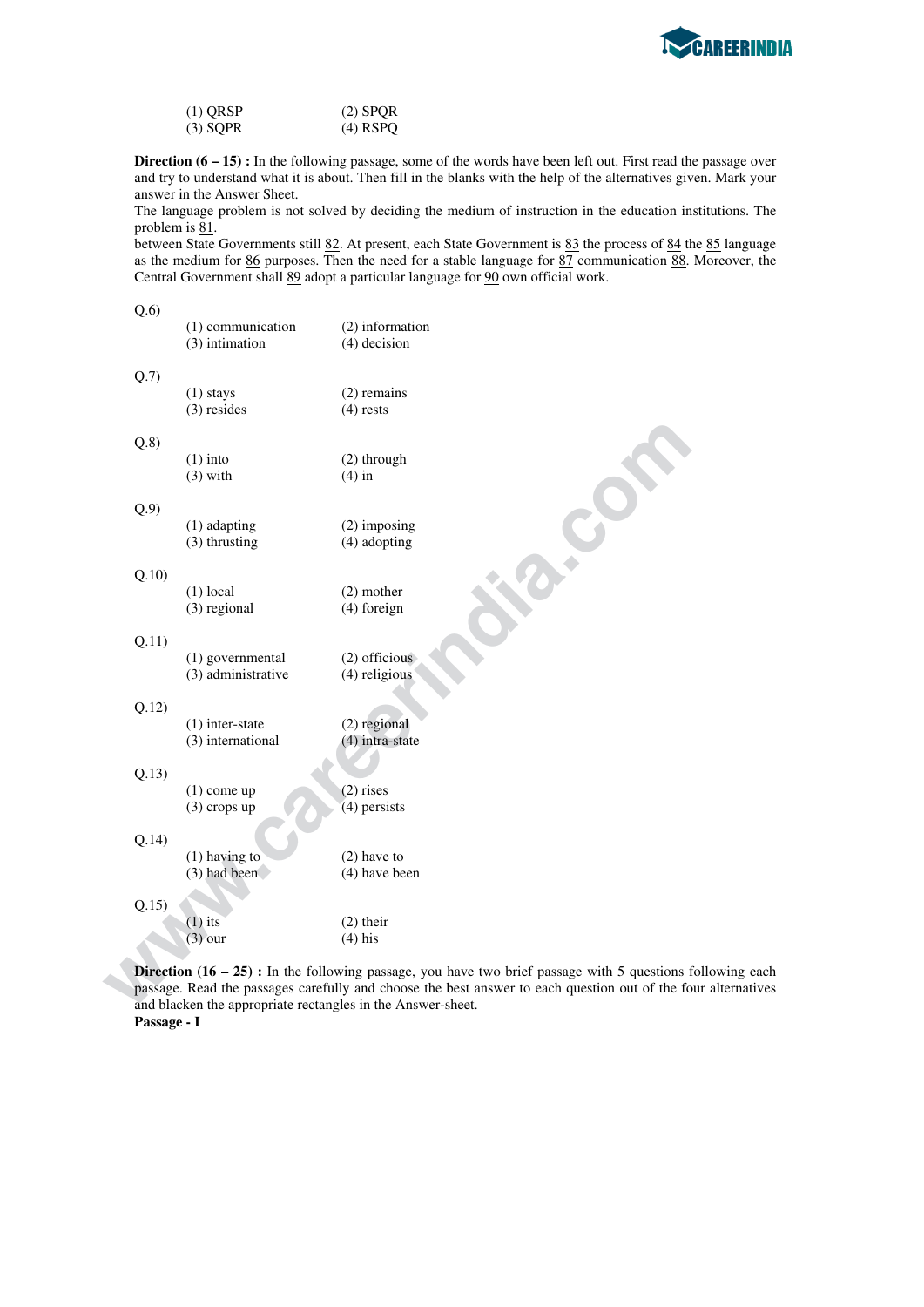(1) QRSP (2) SPQR
(3) SQPR (4) RSPQ

**Direction (6 – 15) :** In the following passage, some of the words have been left out. First read the passage over and try to understand what it is about. Then fill in the blanks with the help of the alternatives given. Mark your answer in the Answer Sheet.

The language problem is not solved by deciding the medium of instruction in the education institutions. The problem is 81.
between State Governments still 82. At present, each State Government is 83 the process of 84 the 85 language as the medium for 86 purposes. Then the need for a stable language for 87 communication 88. Moreover, the Central Government shall 89 adopt a particular language for 90 own official work.

Q.6)
(1) communication (2) information
(3) intimation (4) decision

Q.7)
(1) stays (2) remains
(3) resides (4) rests

Q.8)
(1) into (2) through
(3) with (4) in

Q.9)
(1) adapting (2) imposing
(3) thrusting (4) adopting

Q.10)
(1) local (2) mother
(3) regional (4) foreign

Q.11)
(1) governmental (2) officious
(3) administrative (4) religious

Q.12)
(1) inter-state (2) regional
(3) international (4) intra-state

Q.13)
(1) come up (2) rises
(3) crops up (4) persists

Q.14)
(1) having to (2) have to
(3) had been (4) have been

Q.15)
(1) its (2) their
(3) our (4) his

**Direction (16 – 25) :** In the following passage, you have two brief passage with 5 questions following each passage. Read the passages carefully and choose the best answer to each question out of the four alternatives and blacken the appropriate rectangles in the Answer-sheet.

**Passage - I**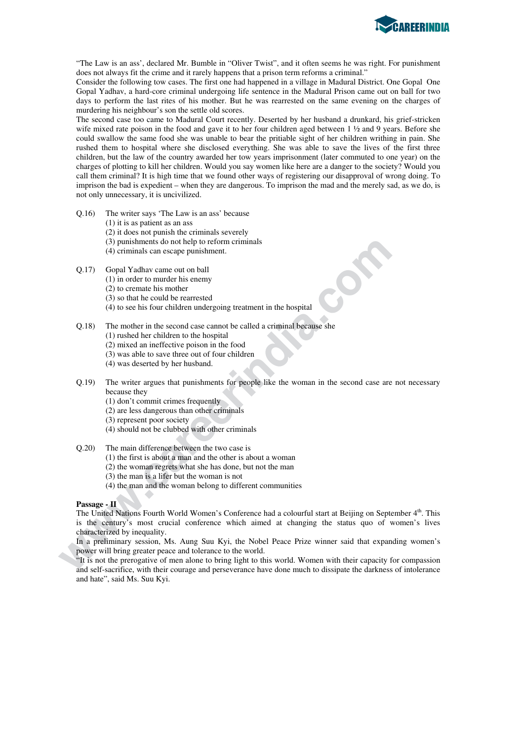"The Law is an ass', declared Mr. Bumble in "Oliver Twist", and it often seems he was right. For punishment does not always fit the crime and it rarely happens that a prison term reforms a criminal."

Consider the following tow cases. The first one had happened in a village in Madural District. One Gopal One Gopal Yadhav, a hard-core criminal undergoing life sentence in the Madural Prison came out on ball for two days to perform the last rites of his mother. But he was rearrested on the same evening on the charges of murdering his neighbour's son the settle old scores.

The second case too came to Madural Court recently. Deserted by her husband a drunkard, his grief-stricken wife mixed rate poison in the food and gave it to her four children aged between 1 ½ and 9 years. Before she could swallow the same food she was unable to bear the pritiable sight of her children writhing in pain. She rushed them to hospital where she disclosed everything. She was able to save the lives of the first three children, but the law of the country awarded her tow years imprisonment (later commuted to one year) on the charges of plotting to kill her children. Would you say women like here are a danger to the society? Would you call them criminal? It is high time that we found other ways of registering our disapproval of wrong doing. To imprison the bad is expedient – when they are dangerous. To imprison the mad and the merely sad, as we do, is not only unnecessary, it is uncivilized.

Q.16) The writer says 'The Law is an ass' because
(1) it is as patient as an ass
(2) it does not punish the criminals severely
(3) punishments do not help to reform criminals
(4) criminals can escape punishment.

Q.17) Gopal Yadhav came out on ball
(1) in order to murder his enemy
(2) to cremate his mother
(3) so that he could be rearrested
(4) to see his four children undergoing treatment in the hospital

Q.18) The mother in the second case cannot be called a criminal because she
(1) rushed her children to the hospital
(2) mixed an ineffective poison in the food
(3) was able to save three out of four children
(4) was deserted by her husband.

Q.19) The writer argues that punishments for people like the woman in the second case are not necessary because they
(1) don't commit crimes frequently
(2) are less dangerous than other criminals
(3) represent poor society
(4) should not be clubbed with other criminals

Q.20) The main difference between the two case is
(1) the first is about a man and the other is about a woman
(2) the woman regrets what she has done, but not the man
(3) the man is a lifer but the woman is not
(4) the man and the woman belong to different communities

**Passage - II**

The United Nations Fourth World Women's Conference had a colourful start at Beijing on September 4th. This is the century's most crucial conference which aimed at changing the status quo of women's lives characterized by inequality.

In a preliminary session, Ms. Aung Suu Kyi, the Nobel Peace Prize winner said that expanding women's power will bring greater peace and tolerance to the world.

"It is not the prerogative of men alone to bring light to this world. Women with their capacity for compassion and self-sacrifice, with their courage and perseverance have done much to dissipate the darkness of intolerance and hate", said Ms. Suu Kyi.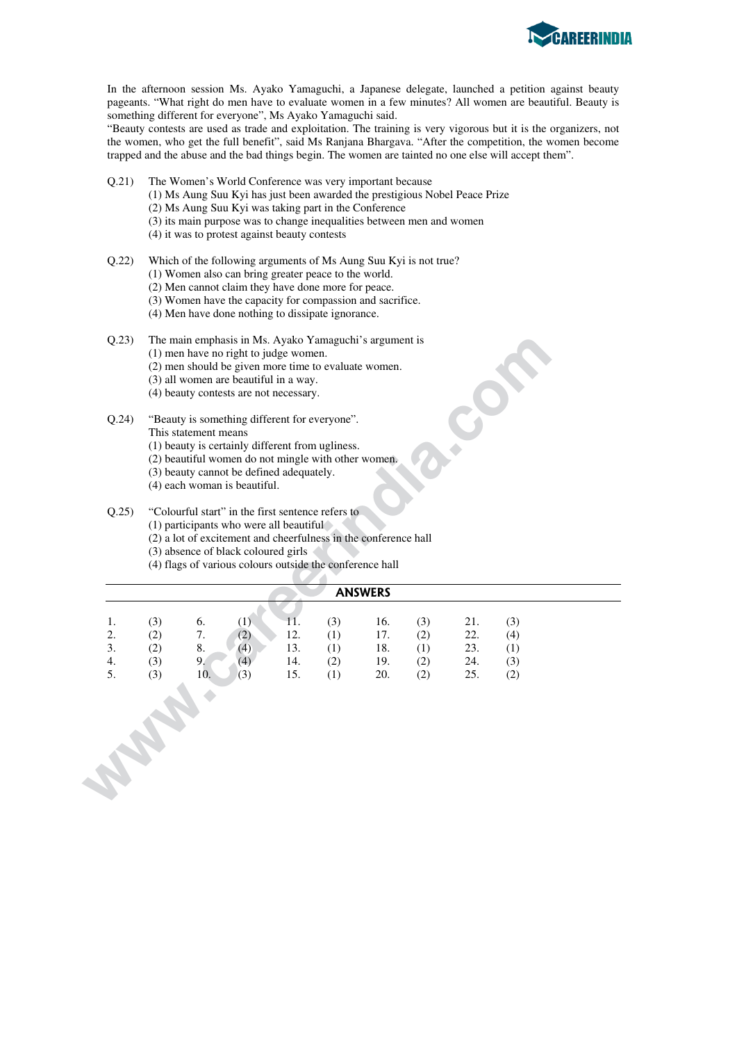In the afternoon session Ms. Ayako Yamaguchi, a Japanese delegate, launched a petition against beauty pageants. "What right do men have to evaluate women in a few minutes? All women are beautiful. Beauty is something different for everyone", Ms Ayako Yamaguchi said.

"Beauty contests are used as trade and exploitation. The training is very vigorous but it is the organizers, not the women, who get the full benefit", said Ms Ranjana Bhargava. "After the competition, the women become trapped and the abuse and the bad things begin. The women are tainted no one else will accept them".

Q.21) The Women's World Conference was very important because
- (1) Ms Aung Suu Kyi has just been awarded the prestigious Nobel Peace Prize
- (2) Ms Aung Suu Kyi was taking part in the Conference
- (3) its main purpose was to change inequalities between men and women
- (4) it was to protest against beauty contests

Q.22) Which of the following arguments of Ms Aung Suu Kyi is not true?
- (1) Women also can bring greater peace to the world.
- (2) Men cannot claim they have done more for peace.
- (3) Women have the capacity for compassion and sacrifice.
- (4) Men have done nothing to dissipate ignorance.

Q.23) The main emphasis in Ms. Ayako Yamaguchi's argument is
- (1) men have no right to judge women.
- (2) men should be given more time to evaluate women.
- (3) all women are beautiful in a way.
- (4) beauty contests are not necessary.

Q.24) "Beauty is something different for everyone".
This statement means
- (1) beauty is certainly different from ugliness.
- (2) beautiful women do not mingle with other women.
- (3) beauty cannot be defined adequately.
- (4) each woman is beautiful.

Q.25) "Colourful start" in the first sentence refers to
- (1) participants who were all beautiful
- (2) a lot of excitement and cheerfulness in the conference hall
- (3) absence of black coloured girls
- (4) flags of various colours outside the conference hall

## ANSWERS

| | | | | | | | | | |
|---|---|---|---|---|---|---|---|---|---|
| 1. | (3) | 6. | (1) | 11. | (3) | 16. | (3) | 21. | (3) |
| 2. | (2) | 7. | (2) | 12. | (1) | 17. | (2) | 22. | (4) |
| 3. | (2) | 8. | (4) | 13. | (1) | 18. | (1) | 23. | (1) |
| 4. | (3) | 9. | (4) | 14. | (2) | 19. | (2) | 24. | (3) |
| 5. | (3) | 10. | (3) | 15. | (1) | 20. | (2) | 25. | (2) |